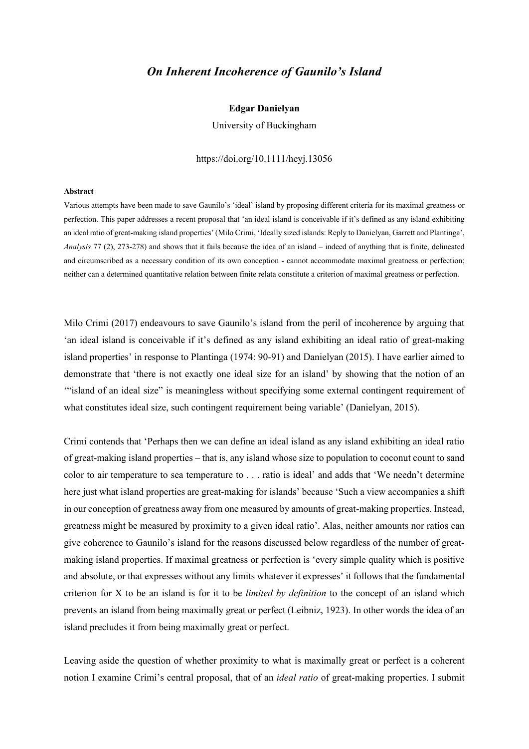# *On Inherent Incoherence of Gaunilo's Island*

**Edgar Danielyan**

University of Buckingham

https://doi.org/10.1111/heyj.13056

**Abstract**

Various attempts have been made to save Gaunilo's 'ideal' island by proposing different criteria for its maximal greatness or perfection. This paper addresses a recent proposal that 'an ideal island is conceivable if it's defined as any island exhibiting an ideal ratio of great-making island properties' (Milo Crimi, 'Ideally sized islands: Reply to Danielyan, Garrett and Plantinga', *Analysis* 77 (2), 273-278) and shows that it fails because the idea of an island – indeed of anything that is finite, delineated and circumscribed as a necessary condition of its own conception - cannot accommodate maximal greatness or perfection; neither can a determined quantitative relation between finite relata constitute a criterion of maximal greatness or perfection.

Milo Crimi (2017) endeavours to save Gaunilo's island from the peril of incoherence by arguing that 'an ideal island is conceivable if it's defined as any island exhibiting an ideal ratio of great-making island properties' in response to Plantinga (1974: 90-91) and Danielyan (2015). I have earlier aimed to demonstrate that 'there is not exactly one ideal size for an island' by showing that the notion of an '"island of an ideal size" is meaningless without specifying some external contingent requirement of what constitutes ideal size, such contingent requirement being variable' (Danielyan, 2015).

Crimi contends that 'Perhaps then we can define an ideal island as any island exhibiting an ideal ratio of great-making island properties – that is, any island whose size to population to coconut count to sand color to air temperature to sea temperature to . . . ratio is ideal' and adds that 'We needn't determine here just what island properties are great-making for islands' because 'Such a view accompanies a shift in our conception of greatness away from one measured by amounts of great-making properties. Instead, greatness might be measured by proximity to a given ideal ratio'. Alas, neither amounts nor ratios can give coherence to Gaunilo's island for the reasons discussed below regardless of the number of great-making island properties. If maximal greatness or perfection is 'every simple quality which is positive and absolute, or that expresses without any limits whatever it expresses' it follows that the fundamental criterion for X to be an island is for it to be *limited by definition* to the concept of an island which prevents an island from being maximally great or perfect (Leibniz, 1923). In other words the idea of an island precludes it from being maximally great or perfect.

Leaving aside the question of whether proximity to what is maximally great or perfect is a coherent notion I examine Crimi's central proposal, that of an *ideal ratio* of great-making properties. I submit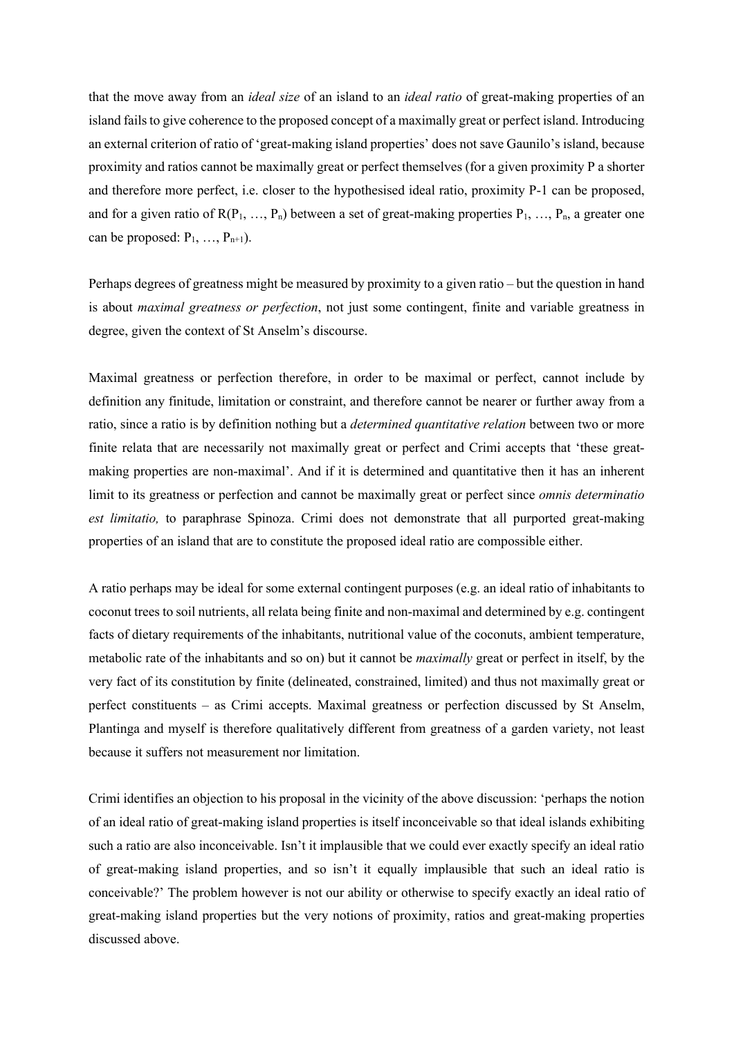that the move away from an *ideal size* of an island to an *ideal ratio* of great-making properties of an island fails to give coherence to the proposed concept of a maximally great or perfect island. Introducing an external criterion of ratio of 'great-making island properties' does not save Gaunilo's island, because proximity and ratios cannot be maximally great or perfect themselves (for a given proximity P a shorter and therefore more perfect, i.e. closer to the hypothesised ideal ratio, proximity P-1 can be proposed, and for a given ratio of $R(P_1, \ldots, P_n)$ between a set of great-making properties $P_1, \ldots, P_n$, a greater one can be proposed: $P_1, \ldots, P_{n+1}$).

Perhaps degrees of greatness might be measured by proximity to a given ratio – but the question in hand is about *maximal greatness or perfection*, not just some contingent, finite and variable greatness in degree, given the context of St Anselm's discourse.

Maximal greatness or perfection therefore, in order to be maximal or perfect, cannot include by definition any finitude, limitation or constraint, and therefore cannot be nearer or further away from a ratio, since a ratio is by definition nothing but a *determined quantitative relation* between two or more finite relata that are necessarily not maximally great or perfect and Crimi accepts that 'these great-making properties are non-maximal'. And if it is determined and quantitative then it has an inherent limit to its greatness or perfection and cannot be maximally great or perfect since *omnis determinatio est limitatio,* to paraphrase Spinoza. Crimi does not demonstrate that all purported great-making properties of an island that are to constitute the proposed ideal ratio are compossible either.

A ratio perhaps may be ideal for some external contingent purposes (e.g. an ideal ratio of inhabitants to coconut trees to soil nutrients, all relata being finite and non-maximal and determined by e.g. contingent facts of dietary requirements of the inhabitants, nutritional value of the coconuts, ambient temperature, metabolic rate of the inhabitants and so on) but it cannot be *maximally* great or perfect in itself, by the very fact of its constitution by finite (delineated, constrained, limited) and thus not maximally great or perfect constituents – as Crimi accepts. Maximal greatness or perfection discussed by St Anselm, Plantinga and myself is therefore qualitatively different from greatness of a garden variety, not least because it suffers not measurement nor limitation.

Crimi identifies an objection to his proposal in the vicinity of the above discussion: 'perhaps the notion of an ideal ratio of great-making island properties is itself inconceivable so that ideal islands exhibiting such a ratio are also inconceivable. Isn't it implausible that we could ever exactly specify an ideal ratio of great-making island properties, and so isn't it equally implausible that such an ideal ratio is conceivable?' The problem however is not our ability or otherwise to specify exactly an ideal ratio of great-making island properties but the very notions of proximity, ratios and great-making properties discussed above.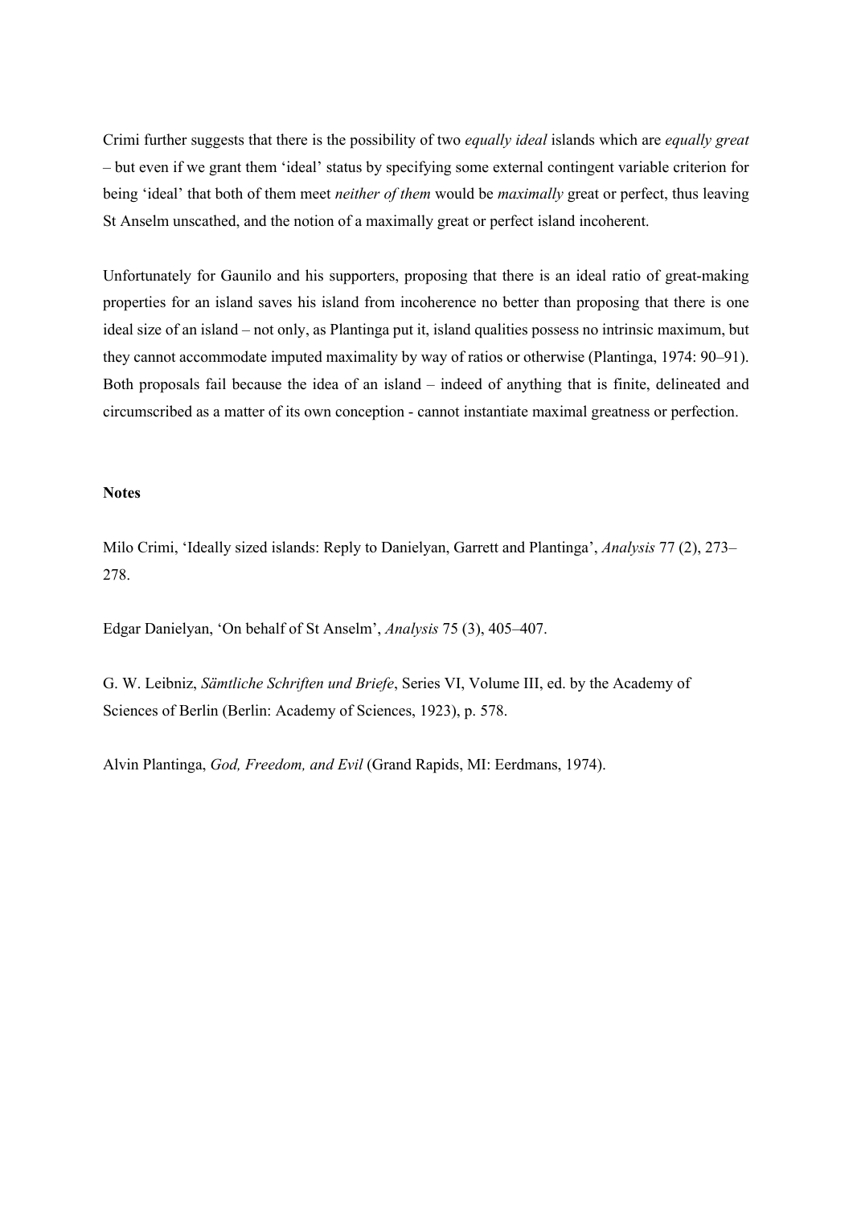Crimi further suggests that there is the possibility of two *equally ideal* islands which are *equally great* – but even if we grant them 'ideal' status by specifying some external contingent variable criterion for being 'ideal' that both of them meet *neither of them* would be *maximally* great or perfect, thus leaving St Anselm unscathed, and the notion of a maximally great or perfect island incoherent.

Unfortunately for Gaunilo and his supporters, proposing that there is an ideal ratio of great-making properties for an island saves his island from incoherence no better than proposing that there is one ideal size of an island – not only, as Plantinga put it, island qualities possess no intrinsic maximum, but they cannot accommodate imputed maximality by way of ratios or otherwise (Plantinga, 1974: 90–91). Both proposals fail because the idea of an island – indeed of anything that is finite, delineated and circumscribed as a matter of its own conception - cannot instantiate maximal greatness or perfection.

**Notes**

Milo Crimi, 'Ideally sized islands: Reply to Danielyan, Garrett and Plantinga', *Analysis* 77 (2), 273–278.

Edgar Danielyan, 'On behalf of St Anselm', *Analysis* 75 (3), 405–407.

G. W. Leibniz, *Sämtliche Schriften und Briefe*, Series VI, Volume III, ed. by the Academy of Sciences of Berlin (Berlin: Academy of Sciences, 1923), p. 578.

Alvin Plantinga, *God, Freedom, and Evil* (Grand Rapids, MI: Eerdmans, 1974).